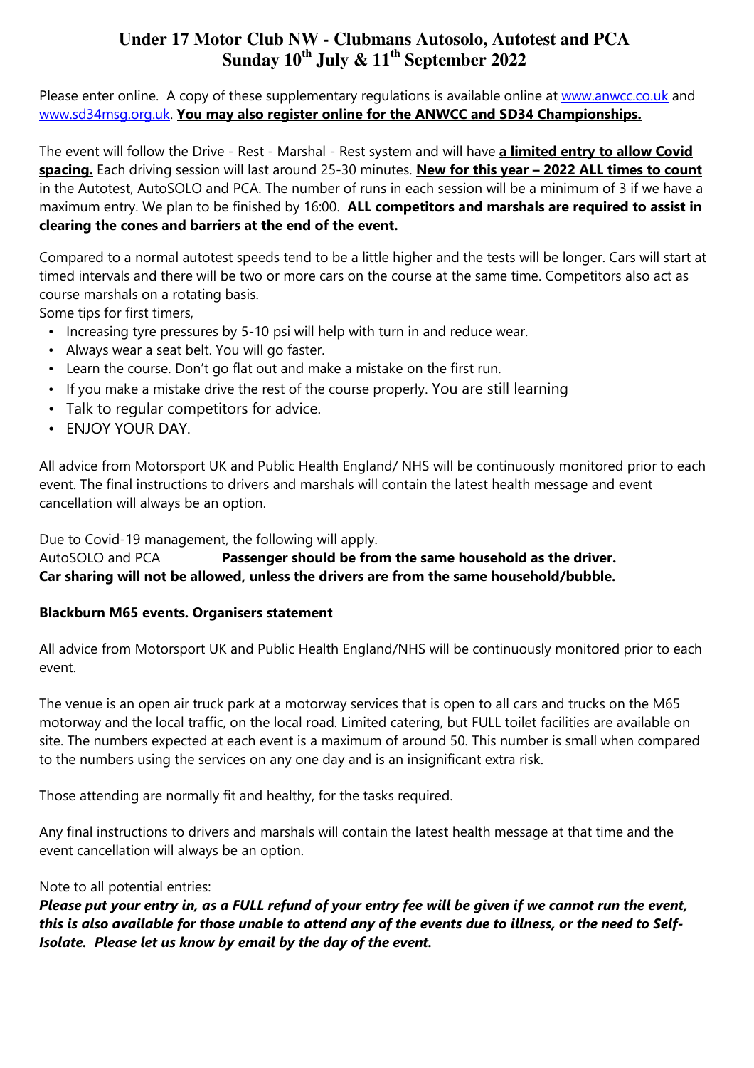# Under 17 Motor Club NW - Clubmans Autosolo, Autotest and PCA
# Sunday 10th July & 11th September 2022

Please enter online. A copy of these supplementary regulations is available online at www.anwcc.co.uk and www.sd34msg.org.uk. **You may also register online for the ANWCC and SD34 Championships.**

The event will follow the Drive - Rest - Marshal - Rest system and will have **a limited entry to allow Covid spacing.** Each driving session will last around 25-30 minutes. **New for this year – 2022 ALL times to count** in the Autotest, AutoSOLO and PCA. The number of runs in each session will be a minimum of 3 if we have a maximum entry. We plan to be finished by 16:00. **ALL competitors and marshals are required to assist in clearing the cones and barriers at the end of the event.**

Compared to a normal autotest speeds tend to be a little higher and the tests will be longer. Cars will start at timed intervals and there will be two or more cars on the course at the same time. Competitors also act as course marshals on a rotating basis.

Some tips for first timers,

- Increasing tyre pressures by 5-10 psi will help with turn in and reduce wear.
- Always wear a seat belt. You will go faster.
- Learn the course. Don't go flat out and make a mistake on the first run.
- If you make a mistake drive the rest of the course properly. You are still learning
- Talk to regular competitors for advice.
- ENJOY YOUR DAY.

All advice from Motorsport UK and Public Health England/ NHS will be continuously monitored prior to each event. The final instructions to drivers and marshals will contain the latest health message and event cancellation will always be an option.

Due to Covid-19 management, the following will apply.

AutoSOLO and PCA **Passenger should be from the same household as the driver.**
**Car sharing will not be allowed, unless the drivers are from the same household/bubble.**

**Blackburn M65 events. Organisers statement**

All advice from Motorsport UK and Public Health England/NHS will be continuously monitored prior to each event.

The venue is an open air truck park at a motorway services that is open to all cars and trucks on the M65 motorway and the local traffic, on the local road. Limited catering, but FULL toilet facilities are available on site. The numbers expected at each event is a maximum of around 50. This number is small when compared to the numbers using the services on any one day and is an insignificant extra risk.

Those attending are normally fit and healthy, for the tasks required.

Any final instructions to drivers and marshals will contain the latest health message at that time and the event cancellation will always be an option.

Note to all potential entries:

***Please put your entry in, as a FULL refund of your entry fee will be given if we cannot run the event, this is also available for those unable to attend any of the events due to illness, or the need to Self-Isolate. Please let us know by email by the day of the event.***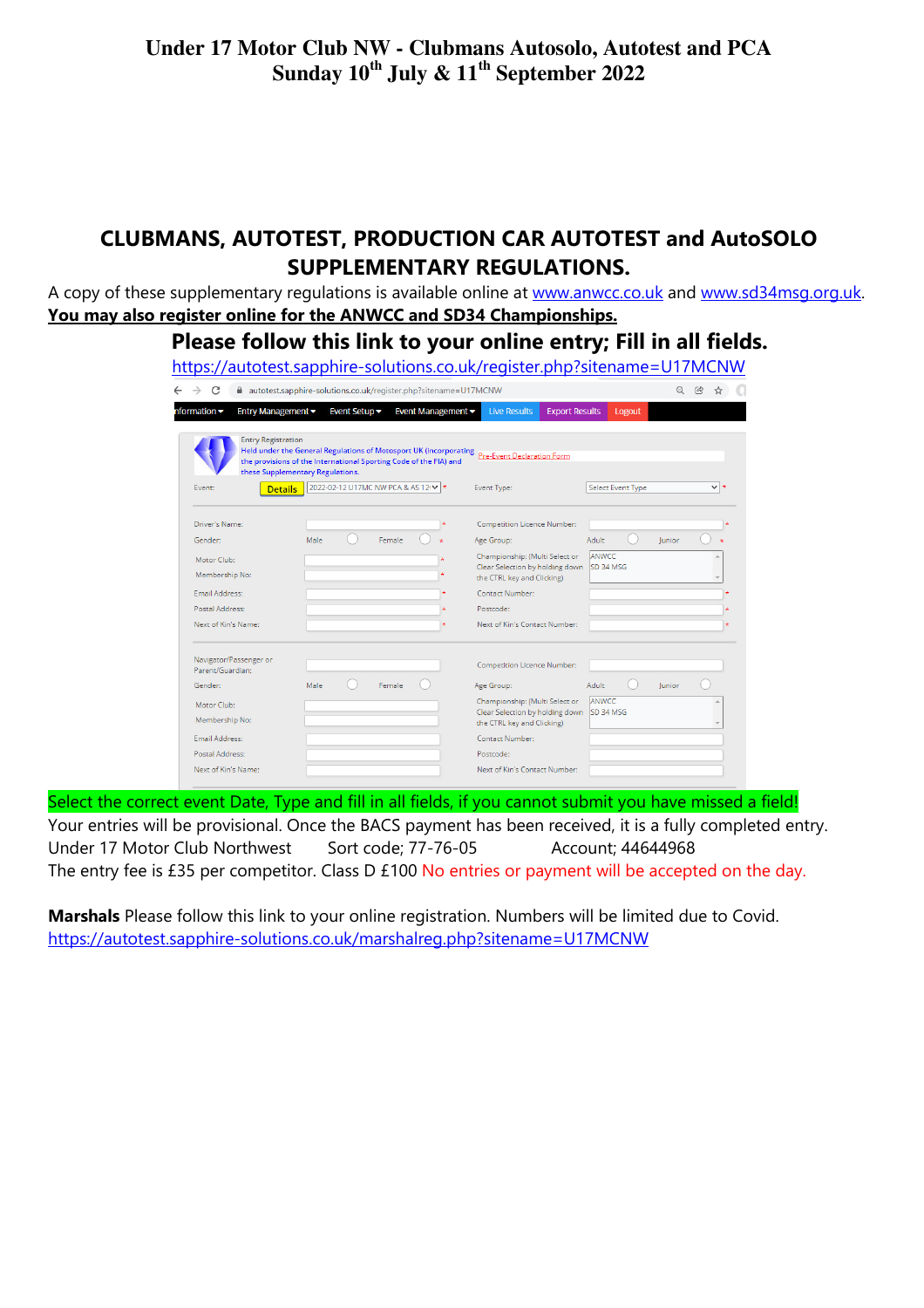## CLUBMANS, AUTOTEST, PRODUCTION CAR AUTOTEST and AutoSOLO SUPPLEMENTARY REGULATIONS.

A copy of these supplementary regulations is available online at www.anwcc.co.uk and www.sd34msg.org.uk.

**You may also register online for the ANWCC and SD34 Championships.**

### Please follow this link to your online entry; Fill in all fields.

https://autotest.sapphire-solutions.co.uk/register.php?sitename=U17MCNW

Select the correct event Date, Type and fill in all fields, if you cannot submit you have missed a field!

Your entries will be provisional. Once the BACS payment has been received, it is a fully completed entry.

Under 17 Motor Club Northwest Sort code; 77-76-05 Account; 44644968

The entry fee is £35 per competitor. Class D £100 No entries or payment will be accepted on the day.

**Marshals** Please follow this link to your online registration. Numbers will be limited due to Covid.

https://autotest.sapphire-solutions.co.uk/marshalreg.php?sitename=U17MCNW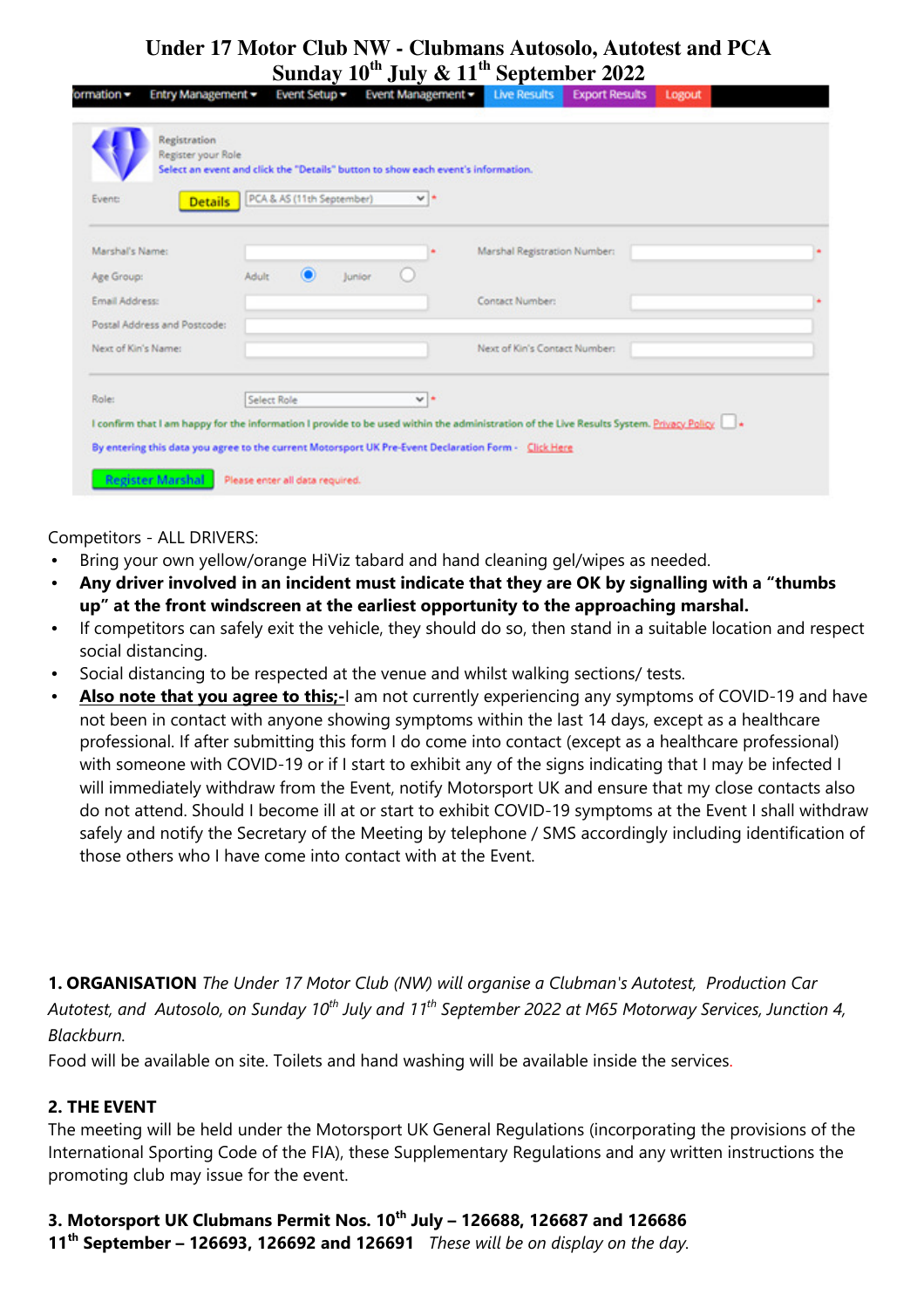# Under 17 Motor Club NW - Clubmans Autosolo, Autotest and PCA
## Sunday 10th July & 11th September 2022

ormation ▾ Entry Management ▾ Event Setup ▾ Event Management ▾ Live Results Export Results Logout

Registration
Register your Role
Select an event and click the "Details" button to show each event's information.

Event: Details PCA & AS (11th September) *

Marshal's Name: * Marshal Registration Number: *
Age Group: Adult Junior
Email Address: Contact Number: *
Postal Address and Postcode:
Next of Kin's Name: Next of Kin's Contact Number:

Role: Select Role *

I confirm that I am happy for the information I provide to be used within the administration of the Live Results System. Privacy Policy *

By entering this data you agree to the current Motorsport UK Pre-Event Declaration Form - Click Here

Register Marshal Please enter all data required.

Competitors - ALL DRIVERS:

- Bring your own yellow/orange HiViz tabard and hand cleaning gel/wipes as needed.
- **Any driver involved in an incident must indicate that they are OK by signalling with a "thumbs up" at the front windscreen at the earliest opportunity to the approaching marshal.**
- If competitors can safely exit the vehicle, they should do so, then stand in a suitable location and respect social distancing.
- Social distancing to be respected at the venue and whilst walking sections/ tests.
- **Also note that you agree to this;-** I am not currently experiencing any symptoms of COVID-19 and have not been in contact with anyone showing symptoms within the last 14 days, except as a healthcare professional. If after submitting this form I do come into contact (except as a healthcare professional) with someone with COVID-19 or if I start to exhibit any of the signs indicating that I may be infected I will immediately withdraw from the Event, notify Motorsport UK and ensure that my close contacts also do not attend. Should I become ill at or start to exhibit COVID-19 symptoms at the Event I shall withdraw safely and notify the Secretary of the Meeting by telephone / SMS accordingly including identification of those others who I have come into contact with at the Event.

**1. ORGANISATION** *The Under 17 Motor Club (NW) will organise a Clubman's Autotest, Production Car Autotest, and Autosolo, on Sunday 10th July and 11th September 2022 at M65 Motorway Services, Junction 4, Blackburn.*
Food will be available on site. Toilets and hand washing will be available inside the services.

**2. THE EVENT**
The meeting will be held under the Motorsport UK General Regulations (incorporating the provisions of the International Sporting Code of the FIA), these Supplementary Regulations and any written instructions the promoting club may issue for the event.

**3. Motorsport UK Clubmans Permit Nos. 10th July – 126688, 126687 and 126686**
**11th September – 126693, 126692 and 126691** *These will be on display on the day.*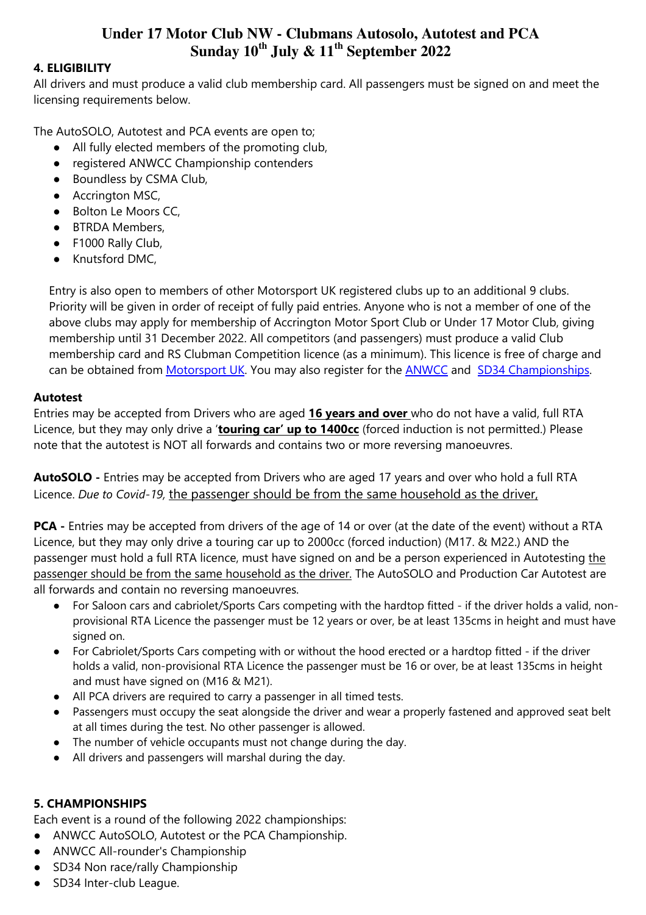# Under 17 Motor Club NW - Clubmans Autosolo, Autotest and PCA
# Sunday 10th July & 11th September 2022

## 4. ELIGIBILITY

All drivers and must produce a valid club membership card. All passengers must be signed on and meet the licensing requirements below.

The AutoSOLO, Autotest and PCA events are open to;

- All fully elected members of the promoting club,
- registered ANWCC Championship contenders
- Boundless by CSMA Club,
- Accrington MSC,
- Bolton Le Moors CC,
- BTRDA Members,
- F1000 Rally Club,
- Knutsford DMC,

Entry is also open to members of other Motorsport UK registered clubs up to an additional 9 clubs. Priority will be given in order of receipt of fully paid entries. Anyone who is not a member of one of the above clubs may apply for membership of Accrington Motor Sport Club or Under 17 Motor Club, giving membership until 31 December 2022. All competitors (and passengers) must produce a valid Club membership card and RS Clubman Competition licence (as a minimum). This licence is free of charge and can be obtained from Motorsport UK. You may also register for the ANWCC and SD34 Championships.

**Autotest**

Entries may be accepted from Drivers who are aged **16 years and over** who do not have a valid, full RTA Licence, but they may only drive a '**touring car' up to 1400cc** (forced induction is not permitted.) Please note that the autotest is NOT all forwards and contains two or more reversing manoeuvres.

**AutoSOLO -** Entries may be accepted from Drivers who are aged 17 years and over who hold a full RTA Licence. *Due to Covid-19,* the passenger should be from the same household as the driver,

**PCA -** Entries may be accepted from drivers of the age of 14 or over (at the date of the event) without a RTA Licence, but they may only drive a touring car up to 2000cc (forced induction) (M17. & M22.) AND the passenger must hold a full RTA licence, must have signed on and be a person experienced in Autotesting the passenger should be from the same household as the driver. The AutoSOLO and Production Car Autotest are all forwards and contain no reversing manoeuvres.

- For Saloon cars and cabriolet/Sports Cars competing with the hardtop fitted - if the driver holds a valid, non-provisional RTA Licence the passenger must be 12 years or over, be at least 135cms in height and must have signed on.
- For Cabriolet/Sports Cars competing with or without the hood erected or a hardtop fitted - if the driver holds a valid, non-provisional RTA Licence the passenger must be 16 or over, be at least 135cms in height and must have signed on (M16 & M21).
- All PCA drivers are required to carry a passenger in all timed tests.
- Passengers must occupy the seat alongside the driver and wear a properly fastened and approved seat belt at all times during the test. No other passenger is allowed.
- The number of vehicle occupants must not change during the day.
- All drivers and passengers will marshal during the day.

## 5. CHAMPIONSHIPS

Each event is a round of the following 2022 championships:

- ANWCC AutoSOLO, Autotest or the PCA Championship.
- ANWCC All-rounder's Championship
- SD34 Non race/rally Championship
- SD34 Inter-club League.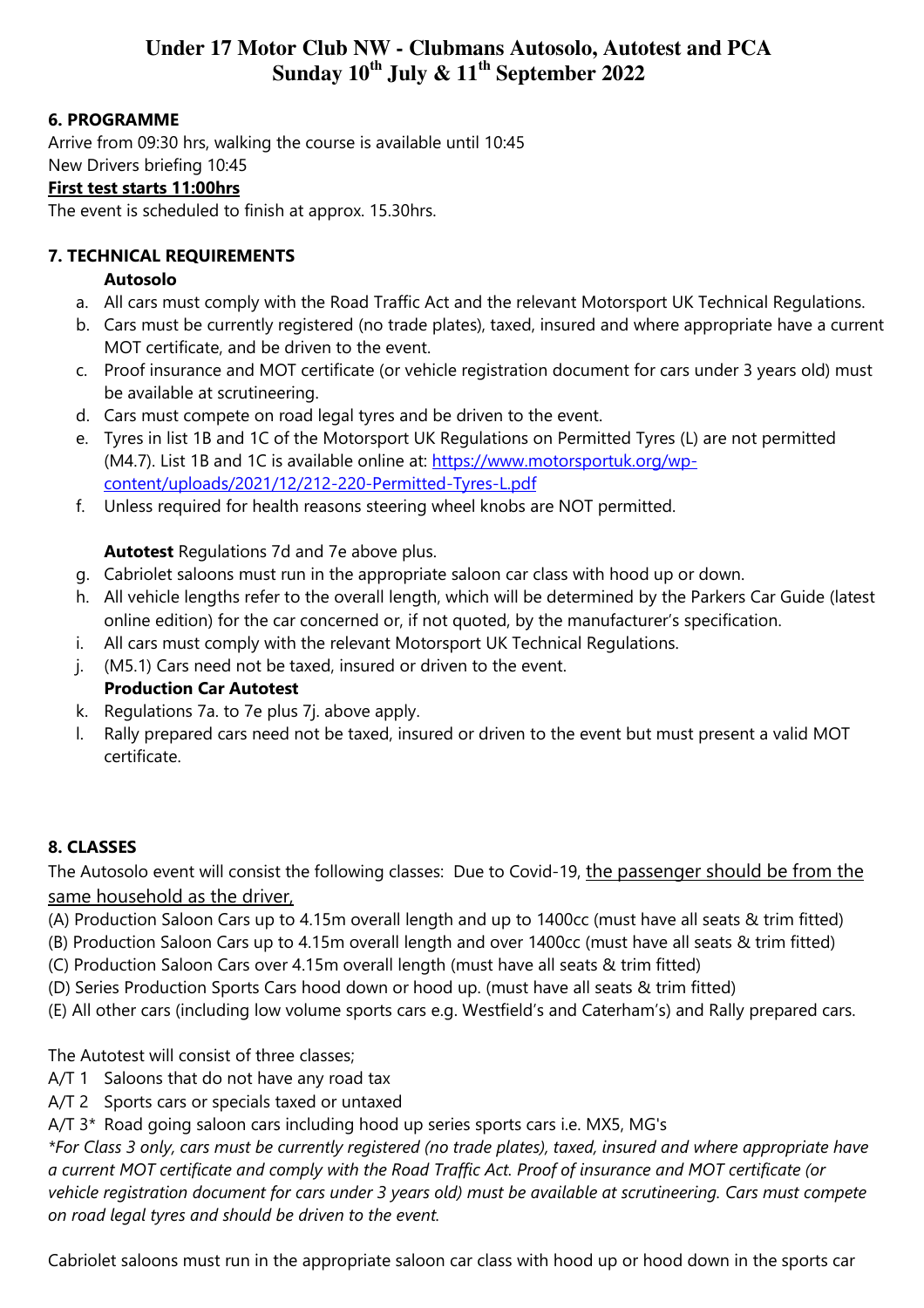# Under 17 Motor Club NW - Clubmans Autosolo, Autotest and PCA
# Sunday 10th July & 11th September 2022

**6. PROGRAMME**

Arrive from 09:30 hrs, walking the course is available until 10:45

New Drivers briefing 10:45

**First test starts 11:00hrs**

The event is scheduled to finish at approx. 15.30hrs.

**7. TECHNICAL REQUIREMENTS**

**Autosolo**

a. All cars must comply with the Road Traffic Act and the relevant Motorsport UK Technical Regulations.

b. Cars must be currently registered (no trade plates), taxed, insured and where appropriate have a current MOT certificate, and be driven to the event.

c. Proof insurance and MOT certificate (or vehicle registration document for cars under 3 years old) must be available at scrutineering.

d. Cars must compete on road legal tyres and be driven to the event.

e. Tyres in list 1B and 1C of the Motorsport UK Regulations on Permitted Tyres (L) are not permitted (M4.7). List 1B and 1C is available online at: https://www.motorsportuk.org/wp-content/uploads/2021/12/212-220-Permitted-Tyres-L.pdf

f. Unless required for health reasons steering wheel knobs are NOT permitted.

**Autotest** Regulations 7d and 7e above plus.

g. Cabriolet saloons must run in the appropriate saloon car class with hood up or down.

h. All vehicle lengths refer to the overall length, which will be determined by the Parkers Car Guide (latest online edition) for the car concerned or, if not quoted, by the manufacturer's specification.

i. All cars must comply with the relevant Motorsport UK Technical Regulations.

j. (M5.1) Cars need not be taxed, insured or driven to the event.

**Production Car Autotest**

k. Regulations 7a. to 7e plus 7j. above apply.

l. Rally prepared cars need not be taxed, insured or driven to the event but must present a valid MOT certificate.

**8. CLASSES**

The Autosolo event will consist the following classes: Due to Covid-19, the passenger should be from the same household as the driver,

(A) Production Saloon Cars up to 4.15m overall length and up to 1400cc (must have all seats & trim fitted)

(B) Production Saloon Cars up to 4.15m overall length and over 1400cc (must have all seats & trim fitted)

(C) Production Saloon Cars over 4.15m overall length (must have all seats & trim fitted)

(D) Series Production Sports Cars hood down or hood up. (must have all seats & trim fitted)

(E) All other cars (including low volume sports cars e.g. Westfield's and Caterham's) and Rally prepared cars.

The Autotest will consist of three classes;

A/T 1 Saloons that do not have any road tax

A/T 2 Sports cars or specials taxed or untaxed

A/T 3* Road going saloon cars including hood up series sports cars i.e. MX5, MG's

*\*For Class 3 only, cars must be currently registered (no trade plates), taxed, insured and where appropriate have a current MOT certificate and comply with the Road Traffic Act. Proof of insurance and MOT certificate (or vehicle registration document for cars under 3 years old) must be available at scrutineering. Cars must compete on road legal tyres and should be driven to the event.*

Cabriolet saloons must run in the appropriate saloon car class with hood up or hood down in the sports car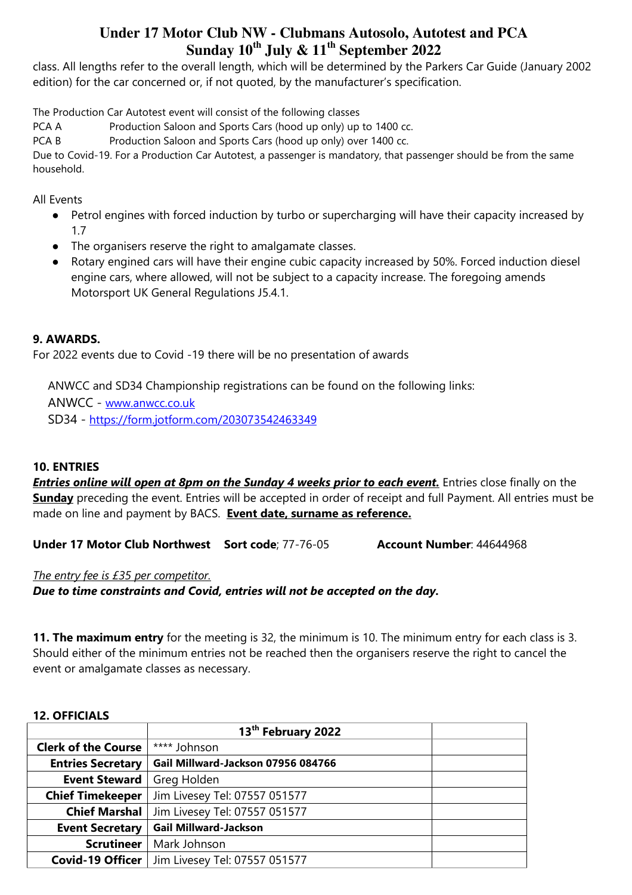class. All lengths refer to the overall length, which will be determined by the Parkers Car Guide (January 2002 edition) for the car concerned or, if not quoted, by the manufacturer's specification.

The Production Car Autotest event will consist of the following classes

PCA A Production Saloon and Sports Cars (hood up only) up to 1400 cc.

PCA B Production Saloon and Sports Cars (hood up only) over 1400 cc.

Due to Covid-19. For a Production Car Autotest, a passenger is mandatory, that passenger should be from the same household.

All Events

- Petrol engines with forced induction by turbo or supercharging will have their capacity increased by 1.7
- The organisers reserve the right to amalgamate classes.
- Rotary engined cars will have their engine cubic capacity increased by 50%. Forced induction diesel engine cars, where allowed, will not be subject to a capacity increase. The foregoing amends Motorsport UK General Regulations J5.4.1.

**9. AWARDS.**

For 2022 events due to Covid -19 there will be no presentation of awards

ANWCC and SD34 Championship registrations can be found on the following links:

ANWCC - www.anwcc.co.uk

SD34 - https://form.jotform.com/203073542463349

**10. ENTRIES**

***Entries online will open at 8pm on the Sunday 4 weeks prior to each event.*** Entries close finally on the **Sunday** preceding the event. Entries will be accepted in order of receipt and full Payment. All entries must be made on line and payment by BACS. **Event date, surname as reference.**

**Under 17 Motor Club Northwest** **Sort code**; 77-76-05 **Account Number**: 44644968

*The entry fee is £35 per competitor.*

***Due to time constraints and Covid, entries will not be accepted on the day.***

**11. The maximum entry** for the meeting is 32, the minimum is 10. The minimum entry for each class is 3. Should either of the minimum entries not be reached then the organisers reserve the right to cancel the event or amalgamate classes as necessary.

**12. OFFICIALS**

| | 13th February 2022 | |
|---|---|---|
| **Clerk of the Course** | **** Johnson | |
| **Entries Secretary** | **Gail Millward-Jackson 07956 084766** | |
| **Event Steward** | Greg Holden | |
| **Chief Timekeeper** | Jim Livesey Tel: 07557 051577 | |
| **Chief Marshal** | Jim Livesey Tel: 07557 051577 | |
| **Event Secretary** | **Gail Millward-Jackson** | |
| **Scrutineer** | Mark Johnson | |
| **Covid-19 Officer** | Jim Livesey Tel: 07557 051577 | |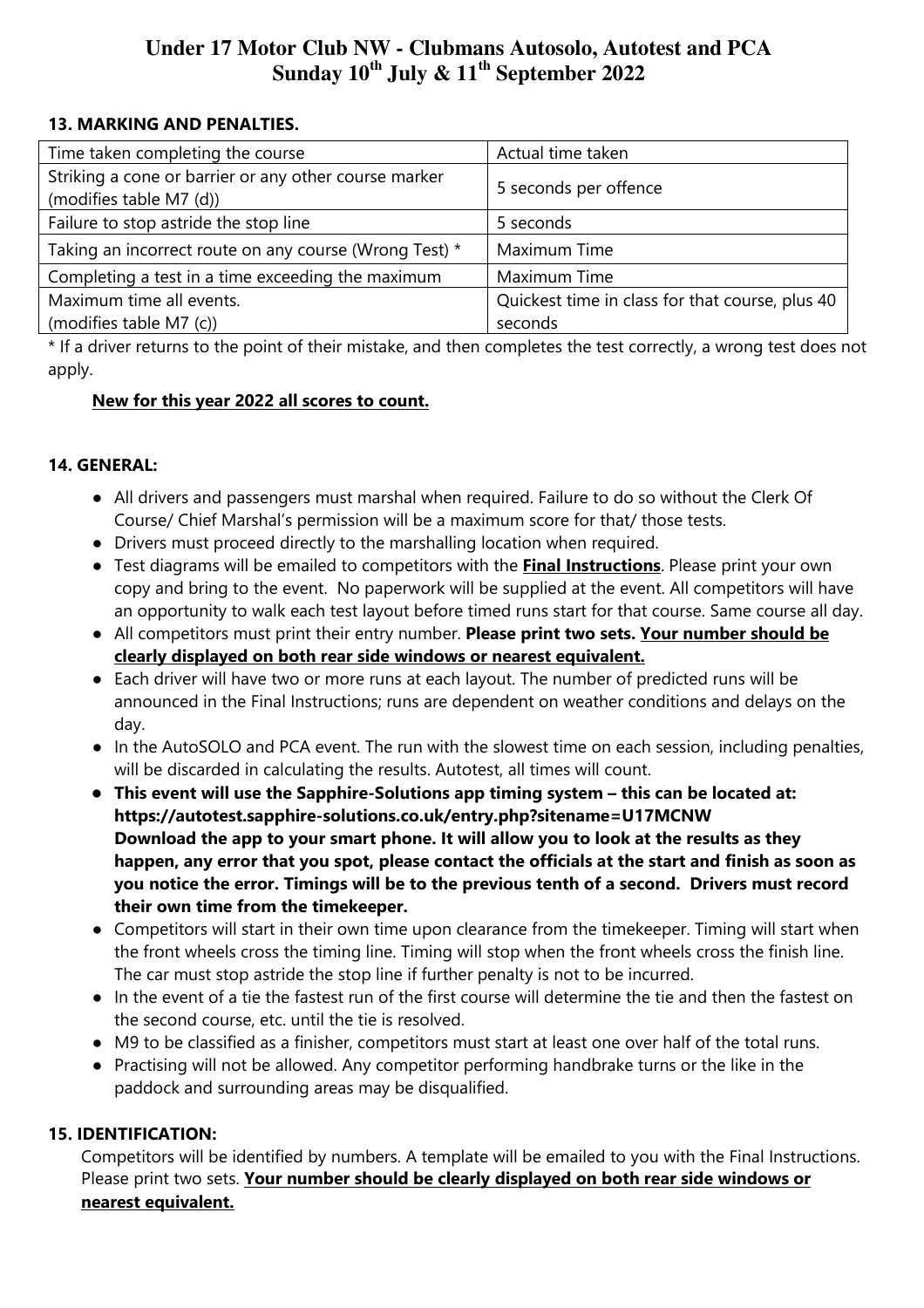## 13. MARKING AND PENALTIES.

| | |
|---|---|
| Time taken completing the course | Actual time taken |
| Striking a cone or barrier or any other course marker (modifies table M7 (d)) | 5 seconds per offence |
| Failure to stop astride the stop line | 5 seconds |
| Taking an incorrect route on any course (Wrong Test) * | Maximum Time |
| Completing a test in a time exceeding the maximum | Maximum Time |
| Maximum time all events. (modifies table M7 (c)) | Quickest time in class for that course, plus 40 seconds |

* If a driver returns to the point of their mistake, and then completes the test correctly, a wrong test does not apply.

**New for this year 2022 all scores to count.**

## 14. GENERAL:

- All drivers and passengers must marshal when required. Failure to do so without the Clerk Of Course/ Chief Marshal's permission will be a maximum score for that/ those tests.
- Drivers must proceed directly to the marshalling location when required.
- Test diagrams will be emailed to competitors with the **Final Instructions**. Please print your own copy and bring to the event. No paperwork will be supplied at the event. All competitors will have an opportunity to walk each test layout before timed runs start for that course. Same course all day.
- All competitors must print their entry number. **Please print two sets. Your number should be clearly displayed on both rear side windows or nearest equivalent.**
- Each driver will have two or more runs at each layout. The number of predicted runs will be announced in the Final Instructions; runs are dependent on weather conditions and delays on the day.
- In the AutoSOLO and PCA event. The run with the slowest time on each session, including penalties, will be discarded in calculating the results. Autotest, all times will count.
- **This event will use the Sapphire-Solutions app timing system – this can be located at: https://autotest.sapphire-solutions.co.uk/entry.php?sitename=U17MCNW Download the app to your smart phone. It will allow you to look at the results as they happen, any error that you spot, please contact the officials at the start and finish as soon as you notice the error. Timings will be to the previous tenth of a second. Drivers must record their own time from the timekeeper.**
- Competitors will start in their own time upon clearance from the timekeeper. Timing will start when the front wheels cross the timing line. Timing will stop when the front wheels cross the finish line. The car must stop astride the stop line if further penalty is not to be incurred.
- In the event of a tie the fastest run of the first course will determine the tie and then the fastest on the second course, etc. until the tie is resolved.
- M9 to be classified as a finisher, competitors must start at least one over half of the total runs.
- Practising will not be allowed. Any competitor performing handbrake turns or the like in the paddock and surrounding areas may be disqualified.

## 15. IDENTIFICATION:

Competitors will be identified by numbers. A template will be emailed to you with the Final Instructions. Please print two sets. **Your number should be clearly displayed on both rear side windows or nearest equivalent.**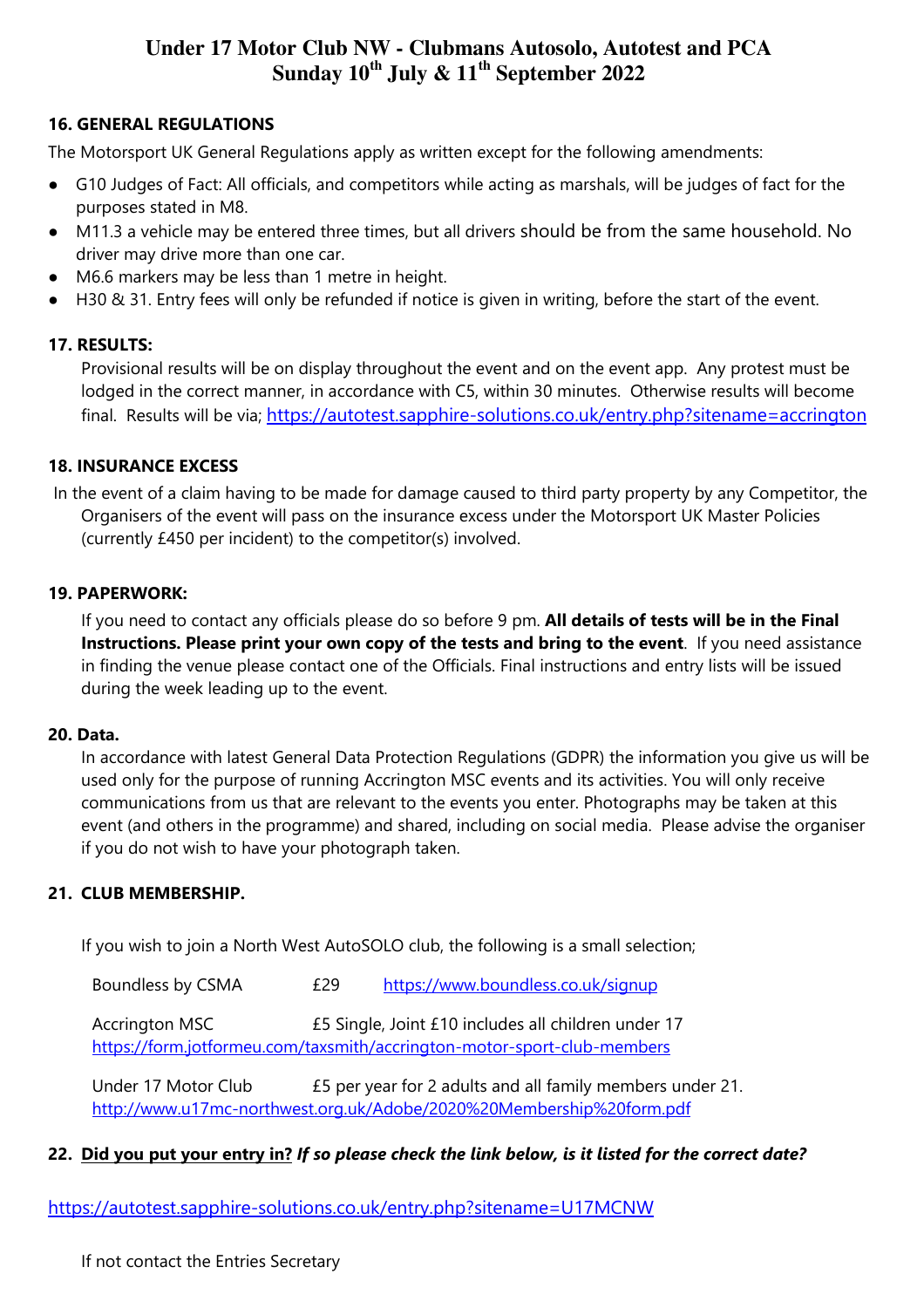# Under 17 Motor Club NW - Clubmans Autosolo, Autotest and PCA
# Sunday 10th July & 11th September 2022

**16. GENERAL REGULATIONS**

The Motorsport UK General Regulations apply as written except for the following amendments:

- G10 Judges of Fact: All officials, and competitors while acting as marshals, will be judges of fact for the purposes stated in M8.
- M11.3 a vehicle may be entered three times, but all drivers should be from the same household. No driver may drive more than one car.
- M6.6 markers may be less than 1 metre in height.
- H30 & 31. Entry fees will only be refunded if notice is given in writing, before the start of the event.

**17. RESULTS:**

Provisional results will be on display throughout the event and on the event app. Any protest must be lodged in the correct manner, in accordance with C5, within 30 minutes. Otherwise results will become final. Results will be via; https://autotest.sapphire-solutions.co.uk/entry.php?sitename=accrington

**18. INSURANCE EXCESS**

In the event of a claim having to be made for damage caused to third party property by any Competitor, the Organisers of the event will pass on the insurance excess under the Motorsport UK Master Policies (currently £450 per incident) to the competitor(s) involved.

**19. PAPERWORK:**

If you need to contact any officials please do so before 9 pm. **All details of tests will be in the Final Instructions. Please print your own copy of the tests and bring to the event**. If you need assistance in finding the venue please contact one of the Officials. Final instructions and entry lists will be issued during the week leading up to the event.

**20. Data.**

In accordance with latest General Data Protection Regulations (GDPR) the information you give us will be used only for the purpose of running Accrington MSC events and its activities. You will only receive communications from us that are relevant to the events you enter. Photographs may be taken at this event (and others in the programme) and shared, including on social media. Please advise the organiser if you do not wish to have your photograph taken.

**21. CLUB MEMBERSHIP.**

If you wish to join a North West AutoSOLO club, the following is a small selection;

Boundless by CSMA £29 https://www.boundless.co.uk/signup

Accrington MSC £5 Single, Joint £10 includes all children under 17
https://form.jotformeu.com/taxsmith/accrington-motor-sport-club-members

Under 17 Motor Club £5 per year for 2 adults and all family members under 21.
http://www.u17mc-northwest.org.uk/Adobe/2020%20Membership%20form.pdf

**22. <u>Did you put your entry in?</u> *If so please check the link below, is it listed for the correct date?***

https://autotest.sapphire-solutions.co.uk/entry.php?sitename=U17MCNW

If not contact the Entries Secretary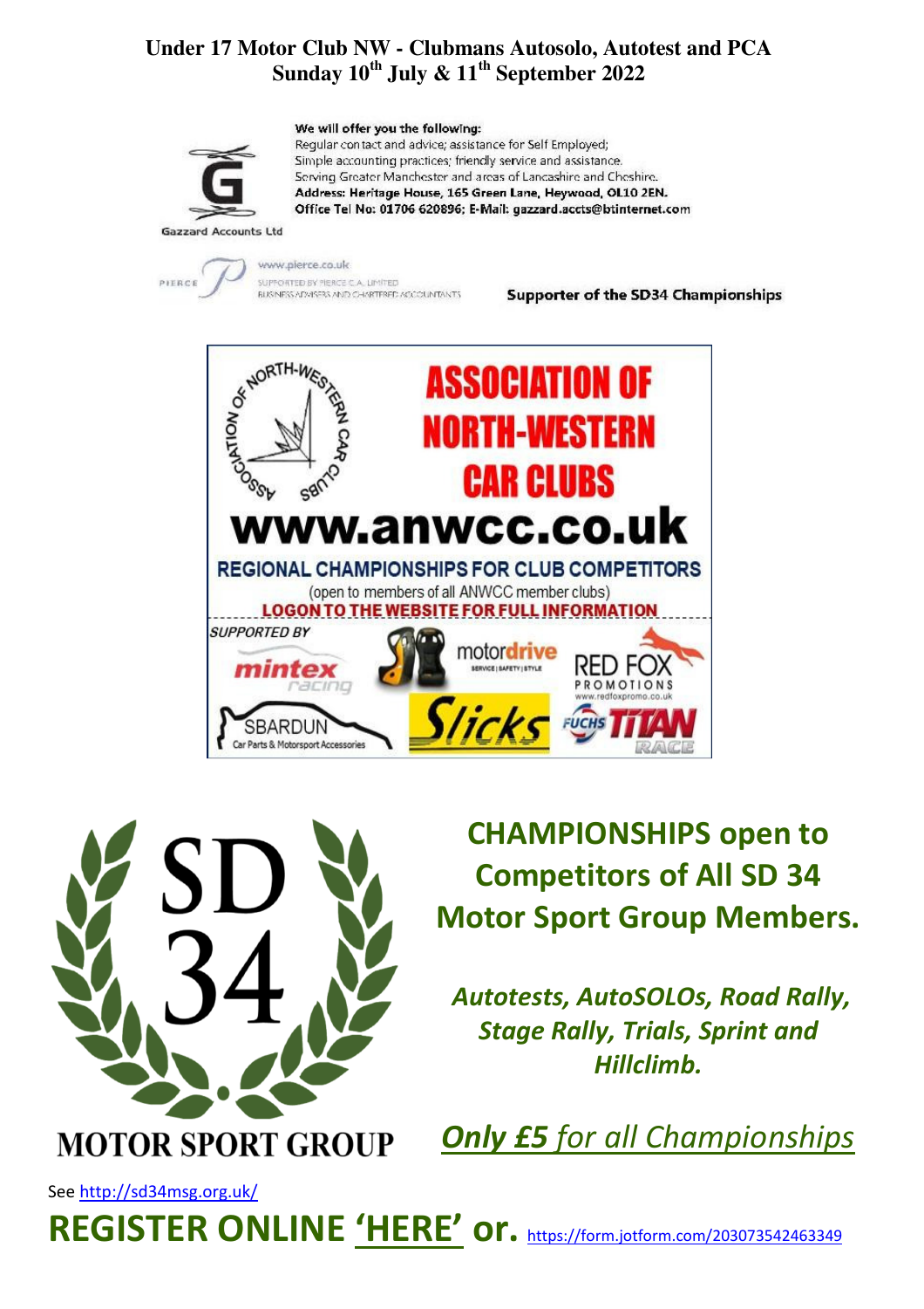**Under 17 Motor Club NW - Clubmans Autosolo, Autotest and PCA**
**Sunday 10th July & 11th September 2022**

**We will offer you the following:**
Regular contact and advice; assistance for Self Employed;
Simple accounting practices; friendly service and assistance.
Serving Greater Manchester and areas of Lancashire and Cheshire.
**Address: Heritage House, 165 Green Lane, Heywood, OL10 2EN.**
**Office Tel No: 01706 620896; E-Mail: gazzard.accts@btinternet.com**

Gazzard Accounts Ltd

www.pierce.co.uk
SUPPORTED BY PIERCE C.A. LIMITED
BUSINESS ADVISERS AND CHARTERED ACCOUNTANTS

**Supporter of the SD34 Championships**

**ASSOCIATION OF NORTH-WESTERN CAR CLUBS**

**www.anwcc.co.uk**

**REGIONAL CHAMPIONSHIPS FOR CLUB COMPETITORS**
(open to members of all ANWCC member clubs)
**LOGON TO THE WEBSITE FOR FULL INFORMATION**

*SUPPORTED BY*
mintex racing
motordrive SERVICE | SAFETY | STYLE
RED FOX PROMOTIONS www.redfoxpromo.co.uk
SBARDUN Car Parts & Motorsport Accessories
Slicks
FUCHS TITAN RACE

SD 34 MOTOR SPORT GROUP

**CHAMPIONSHIPS open to Competitors of All SD 34 Motor Sport Group Members.**

***Autotests, AutoSOLOs, Road Rally, Stage Rally, Trials, Sprint and Hillclimb.***

***Only £5** for all Championships*

See http://sd34msg.org.uk/

**REGISTER ONLINE 'HERE' or.** https://form.jotform.com/203073542463349